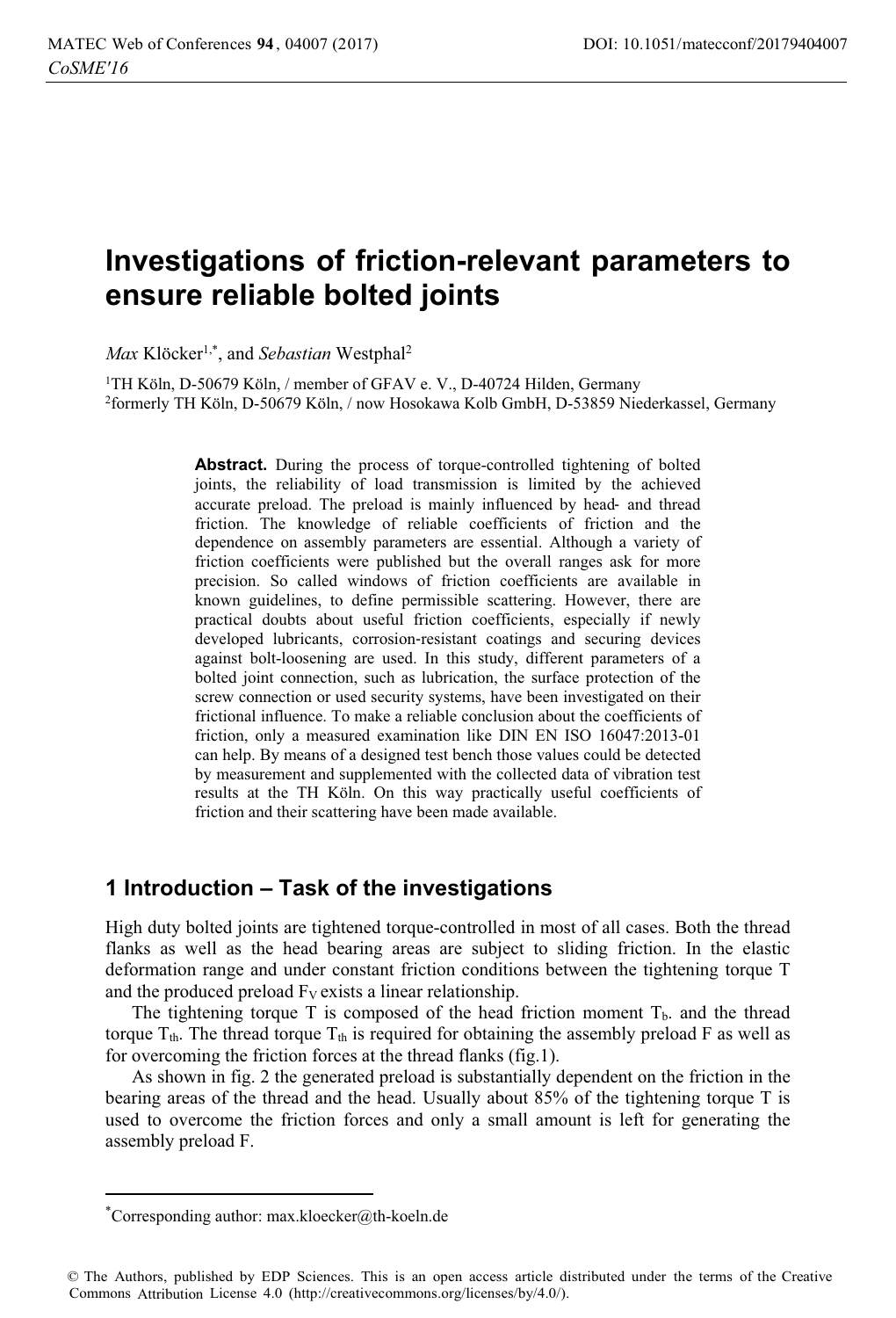# Investigations of friction-relevant parameters to ensure reliable bolted joints

*Max* Klöcker[1,*], and *Sebastian* Westphal[2]

[1]TH Köln, D-50679 Köln, / member of GFAV e. V., D-40724 Hilden, Germany
[2]formerly TH Köln, D-50679 Köln, / now Hosokawa Kolb GmbH, D-53859 Niederkassel, Germany

**Abstract.** During the process of torque-controlled tightening of bolted joints, the reliability of load transmission is limited by the achieved accurate preload. The preload is mainly influenced by head- and thread friction. The knowledge of reliable coefficients of friction and the dependence on assembly parameters are essential. Although a variety of friction coefficients were published but the overall ranges ask for more precision. So called windows of friction coefficients are available in known guidelines, to define permissible scattering. However, there are practical doubts about useful friction coefficients, especially if newly developed lubricants, corrosion-resistant coatings and securing devices against bolt-loosening are used. In this study, different parameters of a bolted joint connection, such as lubrication, the surface protection of the screw connection or used security systems, have been investigated on their frictional influence. To make a reliable conclusion about the coefficients of friction, only a measured examination like DIN EN ISO 16047:2013-01 can help. By means of a designed test bench those values could be detected by measurement and supplemented with the collected data of vibration test results at the TH Köln. On this way practically useful coefficients of friction and their scattering have been made available.

## 1 Introduction – Task of the investigations

High duty bolted joints are tightened torque-controlled in most of all cases. Both the thread flanks as well as the head bearing areas are subject to sliding friction. In the elastic deformation range and under constant friction conditions between the tightening torque T and the produced preload $F_V$ exists a linear relationship.

The tightening torque T is composed of the head friction moment $T_b$. and the thread torque $T_{th}$. The thread torque $T_{th}$ is required for obtaining the assembly preload F as well as for overcoming the friction forces at the thread flanks (fig.1).

As shown in fig. 2 the generated preload is substantially dependent on the friction in the bearing areas of the thread and the head. Usually about 85% of the tightening torque T is used to overcome the friction forces and only a small amount is left for generating the assembly preload F.

*Corresponding author: max.kloecker@th-koeln.de

© The Authors, published by EDP Sciences. This is an open access article distributed under the terms of the Creative Commons Attribution License 4.0 (http://creativecommons.org/licenses/by/4.0/).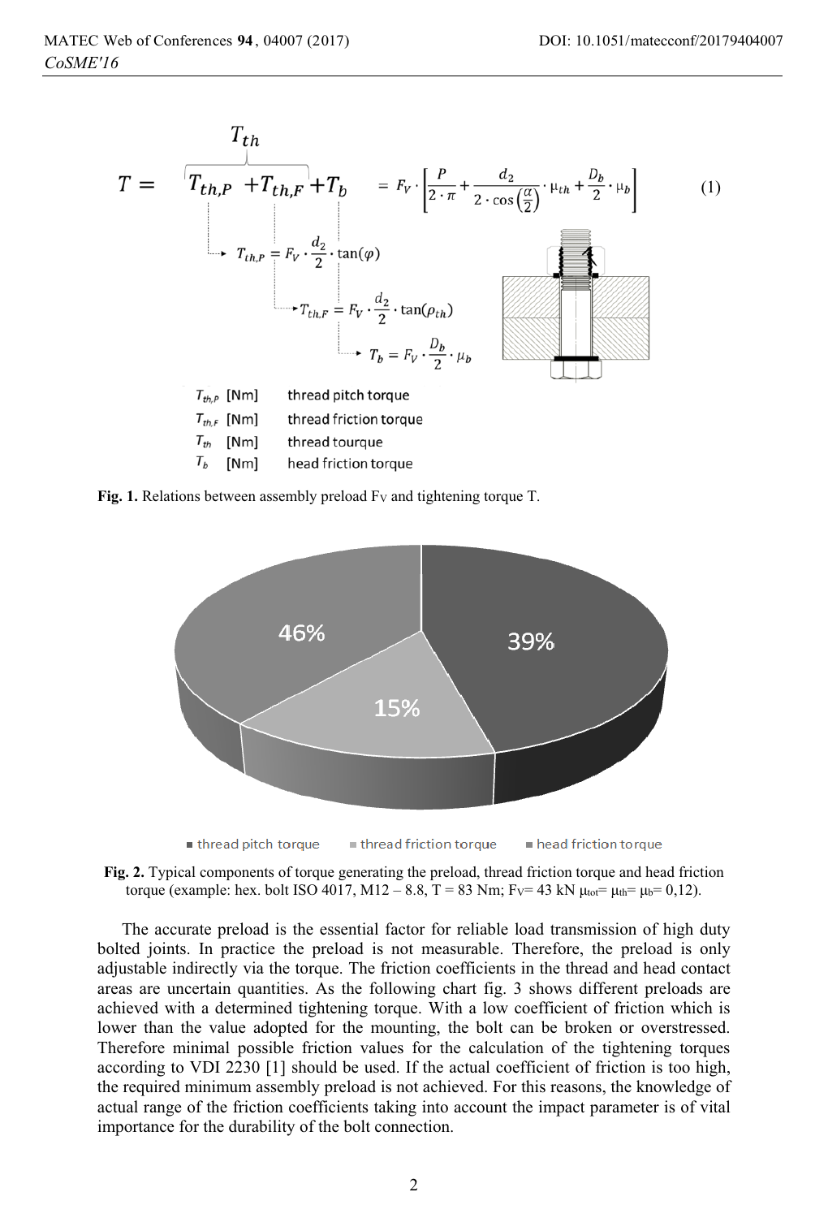$$T = \overbrace{T_{th,P} + T_{th,F}}^{T_{th}} + T_b = F_V \cdot \left[ \frac{P}{2 \cdot \pi} + \frac{d_2}{2 \cdot \cos\left(\frac{\alpha}{2}\right)} \cdot \mu_{th} + \frac{D_b}{2} \cdot \mu_b \right] \quad (1)$$

$$T_{th,P} = F_V \cdot \frac{d_2}{2} \cdot \tan(\varphi)$$

$$T_{th,F} = F_V \cdot \frac{d_2}{2} \cdot \tan(\rho_{th})$$

$$T_b = F_V \cdot \frac{D_b}{2} \cdot \mu_b$$

| | | |
|---|---|---|
| $T_{th,P}$ | [Nm] | thread pitch torque |
| $T_{th,F}$ | [Nm] | thread friction torque |
| $T_{th}$ | [Nm] | thread tourque |
| $T_b$ | [Nm] | head friction torque |

**Fig. 1.** Relations between assembly preload $F_V$ and tightening torque T.

46% / 39% / 15%

■ thread pitch torque ■ thread friction torque ■ head friction torque

**Fig. 2.** Typical components of torque generating the preload, thread friction torque and head friction torque (example: hex. bolt ISO 4017, M12 – 8.8, T = 83 Nm; $F_V$= 43 kN $\mu_{tot}$= $\mu_{th}$= $\mu_b$= 0,12).

The accurate preload is the essential factor for reliable load transmission of high duty bolted joints. In practice the preload is not measurable. Therefore, the preload is only adjustable indirectly via the torque. The friction coefficients in the thread and head contact areas are uncertain quantities. As the following chart fig. 3 shows different preloads are achieved with a determined tightening torque. With a low coefficient of friction which is lower than the value adopted for the mounting, the bolt can be broken or overstressed. Therefore minimal possible friction values for the calculation of the tightening torques according to VDI 2230 [1] should be used. If the actual coefficient of friction is too high, the required minimum assembly preload is not achieved. For this reasons, the knowledge of actual range of the friction coefficients taking into account the impact parameter is of vital importance for the durability of the bolt connection.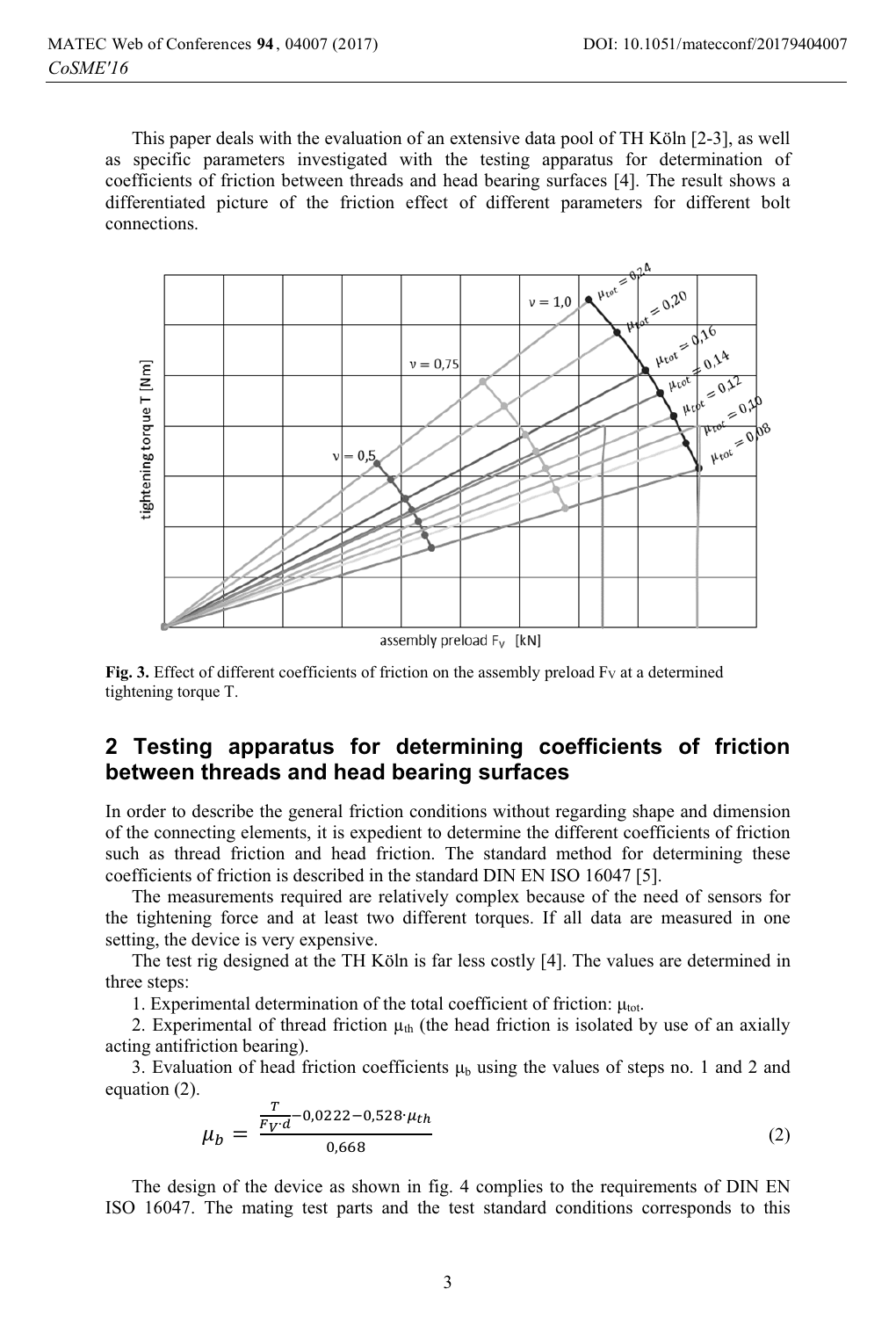This paper deals with the evaluation of an extensive data pool of TH Köln [2-3], as well as specific parameters investigated with the testing apparatus for determination of coefficients of friction between threads and head bearing surfaces [4]. The result shows a differentiated picture of the friction effect of different parameters for different bolt connections.

**Fig. 3.** Effect of different coefficients of friction on the assembly preload $F_V$ at a determined tightening torque T.

## 2 Testing apparatus for determining coefficients of friction between threads and head bearing surfaces

In order to describe the general friction conditions without regarding shape and dimension of the connecting elements, it is expedient to determine the different coefficients of friction such as thread friction and head friction. The standard method for determining these coefficients of friction is described in the standard DIN EN ISO 16047 [5].

The measurements required are relatively complex because of the need of sensors for the tightening force and at least two different torques. If all data are measured in one setting, the device is very expensive.

The test rig designed at the TH Köln is far less costly [4]. The values are determined in three steps:

1. Experimental determination of the total coefficient of friction: $\mu_{tot}$.
2. Experimental of thread friction $\mu_{th}$ (the head friction is isolated by use of an axially acting antifriction bearing).
3. Evaluation of head friction coefficients $\mu_b$ using the values of steps no. 1 and 2 and equation (2).

$$\mu_b = \frac{\frac{T}{F_V \cdot d} - 0{,}0222 - 0{,}528 \cdot \mu_{th}}{0{,}668} \tag{2}$$

The design of the device as shown in fig. 4 complies to the requirements of DIN EN ISO 16047. The mating test parts and the test standard conditions corresponds to this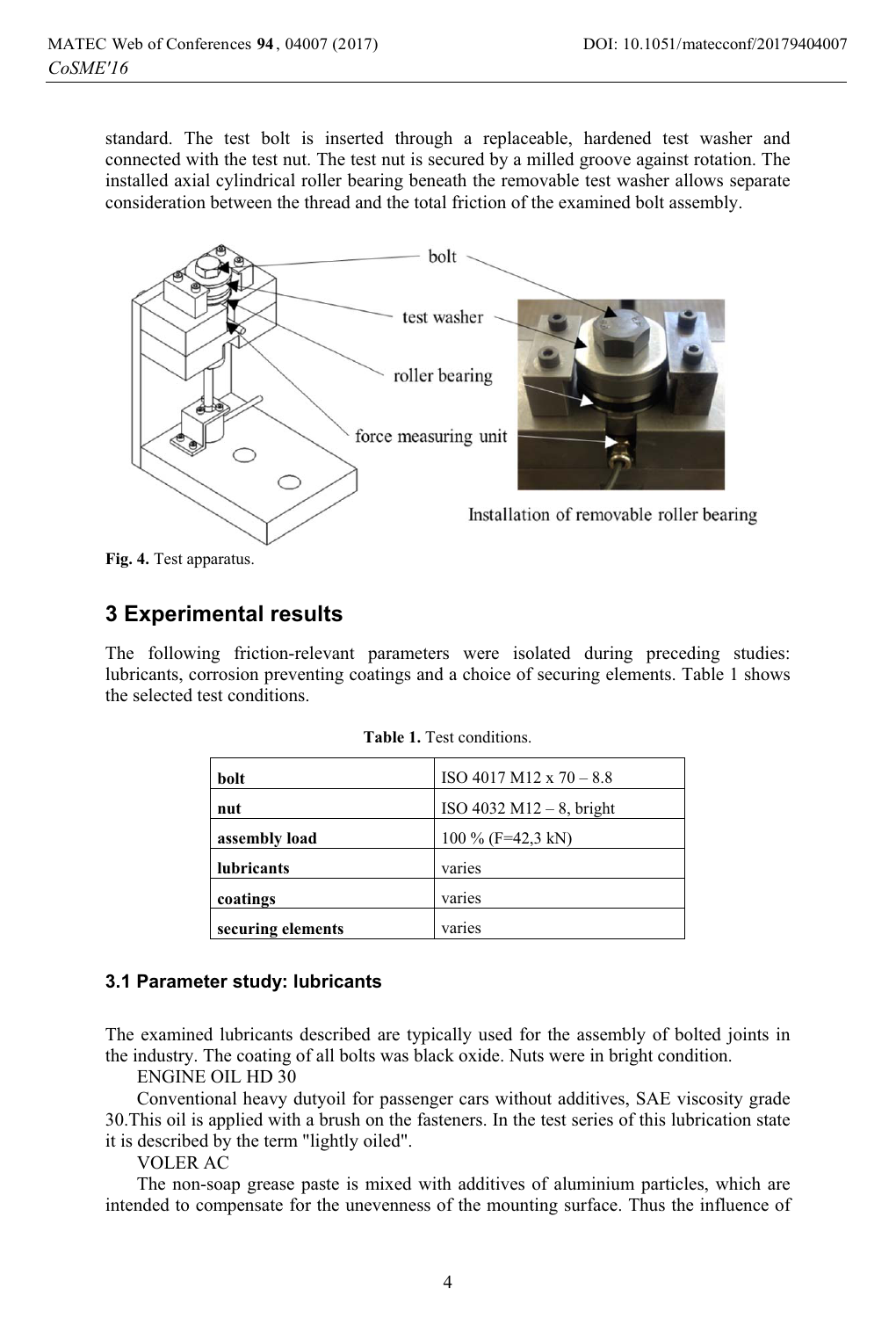standard. The test bolt is inserted through a replaceable, hardened test washer and connected with the test nut. The test nut is secured by a milled groove against rotation. The installed axial cylindrical roller bearing beneath the removable test washer allows separate consideration between the thread and the total friction of the examined bolt assembly.

**Fig. 4.** Test apparatus.

## 3 Experimental results

The following friction-relevant parameters were isolated during preceding studies: lubricants, corrosion preventing coatings and a choice of securing elements. Table 1 shows the selected test conditions.

**Table 1.** Test conditions.

| | |
|---|---|
| **bolt** | ISO 4017 M12 x 70 – 8.8 |
| **nut** | ISO 4032 M12 – 8, bright |
| **assembly load** | 100 % (F=42,3 kN) |
| **lubricants** | varies |
| **coatings** | varies |
| **securing elements** | varies |

### 3.1 Parameter study: lubricants

The examined lubricants described are typically used for the assembly of bolted joints in the industry. The coating of all bolts was black oxide. Nuts were in bright condition.

ENGINE OIL HD 30

Conventional heavy dutyoil for passenger cars without additives, SAE viscosity grade 30.This oil is applied with a brush on the fasteners. In the test series of this lubrication state it is described by the term "lightly oiled".

VOLER AC

The non-soap grease paste is mixed with additives of aluminium particles, which are intended to compensate for the unevenness of the mounting surface. Thus the influence of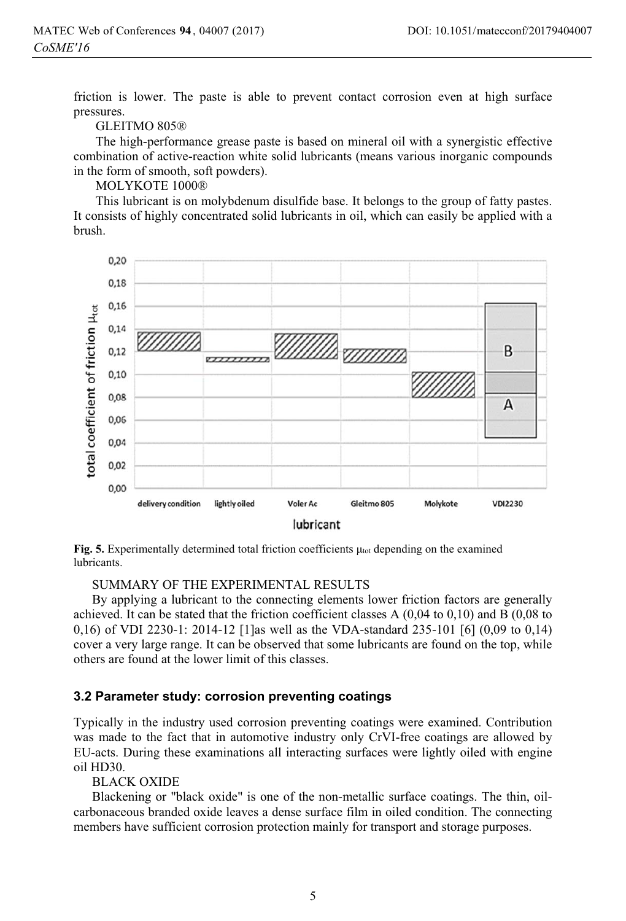friction is lower. The paste is able to prevent contact corrosion even at high surface pressures.

GLEITMO 805®

The high-performance grease paste is based on mineral oil with a synergistic effective combination of active-reaction white solid lubricants (means various inorganic compounds in the form of smooth, soft powders).

MOLYKOTE 1000®

This lubricant is on molybdenum disulfide base. It belongs to the group of fatty pastes. It consists of highly concentrated solid lubricants in oil, which can easily be applied with a brush.

**Fig. 5.** Experimentally determined total friction coefficients $\mu_{tot}$ depending on the examined lubricants.

SUMMARY OF THE EXPERIMENTAL RESULTS

By applying a lubricant to the connecting elements lower friction factors are generally achieved. It can be stated that the friction coefficient classes A (0,04 to 0,10) and B (0,08 to 0,16) of VDI 2230-1: 2014-12 [1]as well as the VDA-standard 235-101 [6] (0,09 to 0,14) cover a very large range. It can be observed that some lubricants are found on the top, while others are found at the lower limit of this classes.

### 3.2 Parameter study: corrosion preventing coatings

Typically in the industry used corrosion preventing coatings were examined. Contribution was made to the fact that in automotive industry only CrVI-free coatings are allowed by EU-acts. During these examinations all interacting surfaces were lightly oiled with engine oil HD30.

BLACK OXIDE

Blackening or "black oxide" is one of the non-metallic surface coatings. The thin, oil-carbonaceous branded oxide leaves a dense surface film in oiled condition. The connecting members have sufficient corrosion protection mainly for transport and storage purposes.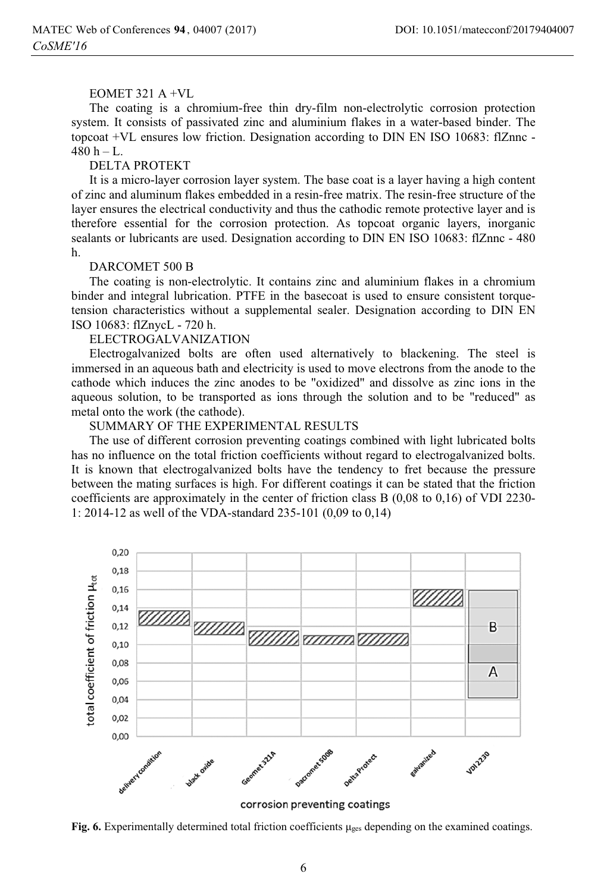EOMET 321 A +VL

The coating is a chromium-free thin dry-film non-electrolytic corrosion protection system. It consists of passivated zinc and aluminium flakes in a water-based binder. The topcoat +VL ensures low friction. Designation according to DIN EN ISO 10683: flZnnc - 480 h – L.

DELTA PROTEKT

It is a micro-layer corrosion layer system. The base coat is a layer having a high content of zinc and aluminum flakes embedded in a resin-free matrix. The resin-free structure of the layer ensures the electrical conductivity and thus the cathodic remote protective layer and is therefore essential for the corrosion protection. As topcoat organic layers, inorganic sealants or lubricants are used. Designation according to DIN EN ISO 10683: flZnnc - 480 h.

DARCOMET 500 B

The coating is non-electrolytic. It contains zinc and aluminium flakes in a chromium binder and integral lubrication. PTFE in the basecoat is used to ensure consistent torque-tension characteristics without a supplemental sealer. Designation according to DIN EN ISO 10683: flZnycL - 720 h.

ELECTROGALVANIZATION

Electrogalvanized bolts are often used alternatively to blackening. The steel is immersed in an aqueous bath and electricity is used to move electrons from the anode to the cathode which induces the zinc anodes to be "oxidized" and dissolve as zinc ions in the aqueous solution, to be transported as ions through the solution and to be "reduced" as metal onto the work (the cathode).

SUMMARY OF THE EXPERIMENTAL RESULTS

The use of different corrosion preventing coatings combined with light lubricated bolts has no influence on the total friction coefficients without regard to electrogalvanized bolts. It is known that electrogalvanized bolts have the tendency to fret because the pressure between the mating surfaces is high. For different coatings it can be stated that the friction coefficients are approximately in the center of friction class B (0,08 to 0,16) of VDI 2230-1: 2014-12 as well of the VDA-standard 235-101 (0,09 to 0,14)

**Fig. 6.** Experimentally determined total friction coefficients $\mu_{ges}$ depending on the examined coatings.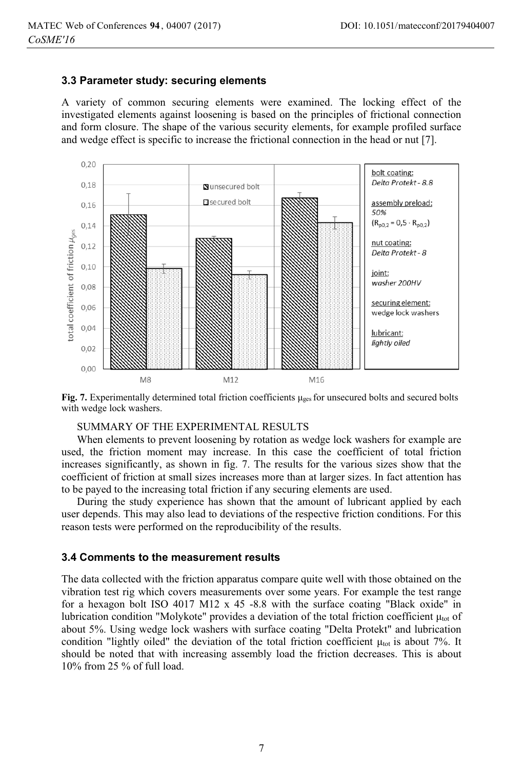### 3.3 Parameter study: securing elements

A variety of common securing elements were examined. The locking effect of the investigated elements against loosening is based on the principles of frictional connection and form closure. The shape of the various security elements, for example profiled surface and wedge effect is specific to increase the frictional connection in the head or nut [7].

**Fig. 7.** Experimentally determined total friction coefficients $\mu_{ges}$ for unsecured bolts and secured bolts with wedge lock washers.

SUMMARY OF THE EXPERIMENTAL RESULTS

When elements to prevent loosening by rotation as wedge lock washers for example are used, the friction moment may increase. In this case the coefficient of total friction increases significantly, as shown in fig. 7. The results for the various sizes show that the coefficient of friction at small sizes increases more than at larger sizes. In fact attention has to be payed to the increasing total friction if any securing elements are used.

During the study experience has shown that the amount of lubricant applied by each user depends. This may also lead to deviations of the respective friction conditions. For this reason tests were performed on the reproducibility of the results.

### 3.4 Comments to the measurement results

The data collected with the friction apparatus compare quite well with those obtained on the vibration test rig which covers measurements over some years. For example the test range for a hexagon bolt ISO 4017 M12 x 45 -8.8 with the surface coating "Black oxide" in lubrication condition "Molykote" provides a deviation of the total friction coefficient $\mu_{tot}$ of about 5%. Using wedge lock washers with surface coating "Delta Protekt" and lubrication condition "lightly oiled" the deviation of the total friction coefficient $\mu_{tot}$ is about 7%. It should be noted that with increasing assembly load the friction decreases. This is about 10% from 25 % of full load.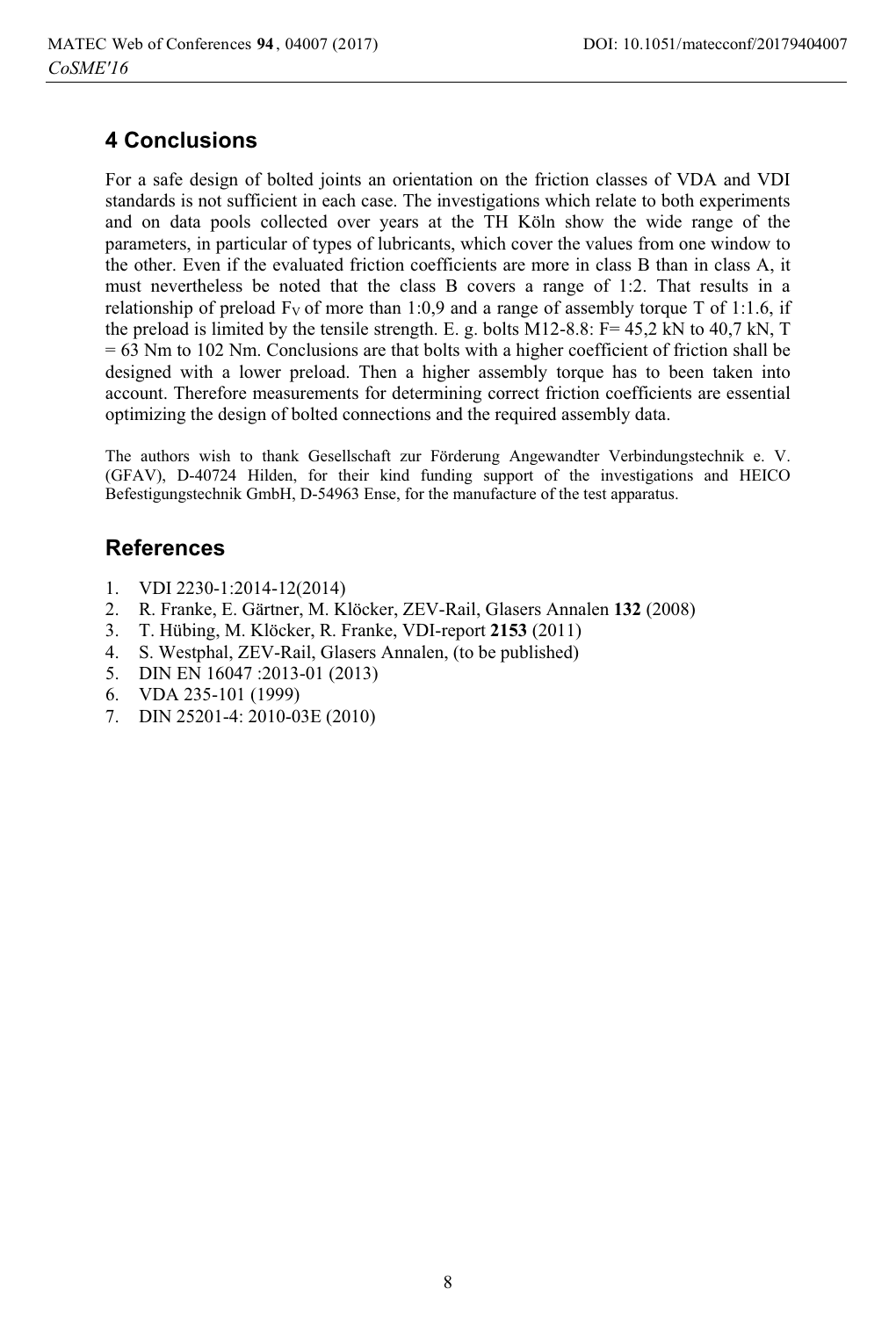## 4 Conclusions

For a safe design of bolted joints an orientation on the friction classes of VDA and VDI standards is not sufficient in each case. The investigations which relate to both experiments and on data pools collected over years at the TH Köln show the wide range of the parameters, in particular of types of lubricants, which cover the values from one window to the other. Even if the evaluated friction coefficients are more in class B than in class A, it must nevertheless be noted that the class B covers a range of 1:2. That results in a relationship of preload $F_V$ of more than 1:0,9 and a range of assembly torque T of 1:1.6, if the preload is limited by the tensile strength. E. g. bolts M12-8.8: F= 45,2 kN to 40,7 kN, T = 63 Nm to 102 Nm. Conclusions are that bolts with a higher coefficient of friction shall be designed with a lower preload. Then a higher assembly torque has to been taken into account. Therefore measurements for determining correct friction coefficients are essential optimizing the design of bolted connections and the required assembly data.

The authors wish to thank Gesellschaft zur Förderung Angewandter Verbindungstechnik e. V. (GFAV), D-40724 Hilden, for their kind funding support of the investigations and HEICO Befestigungstechnik GmbH, D-54963 Ense, for the manufacture of the test apparatus.

## References

1. VDI 2230-1:2014-12(2014)
2. R. Franke, E. Gärtner, M. Klöcker, ZEV-Rail, Glasers Annalen **132** (2008)
3. T. Hübing, M. Klöcker, R. Franke, VDI-report **2153** (2011)
4. S. Westphal, ZEV-Rail, Glasers Annalen, (to be published)
5. DIN EN 16047 :2013-01 (2013)
6. VDA 235-101 (1999)
7. DIN 25201-4: 2010-03E (2010)